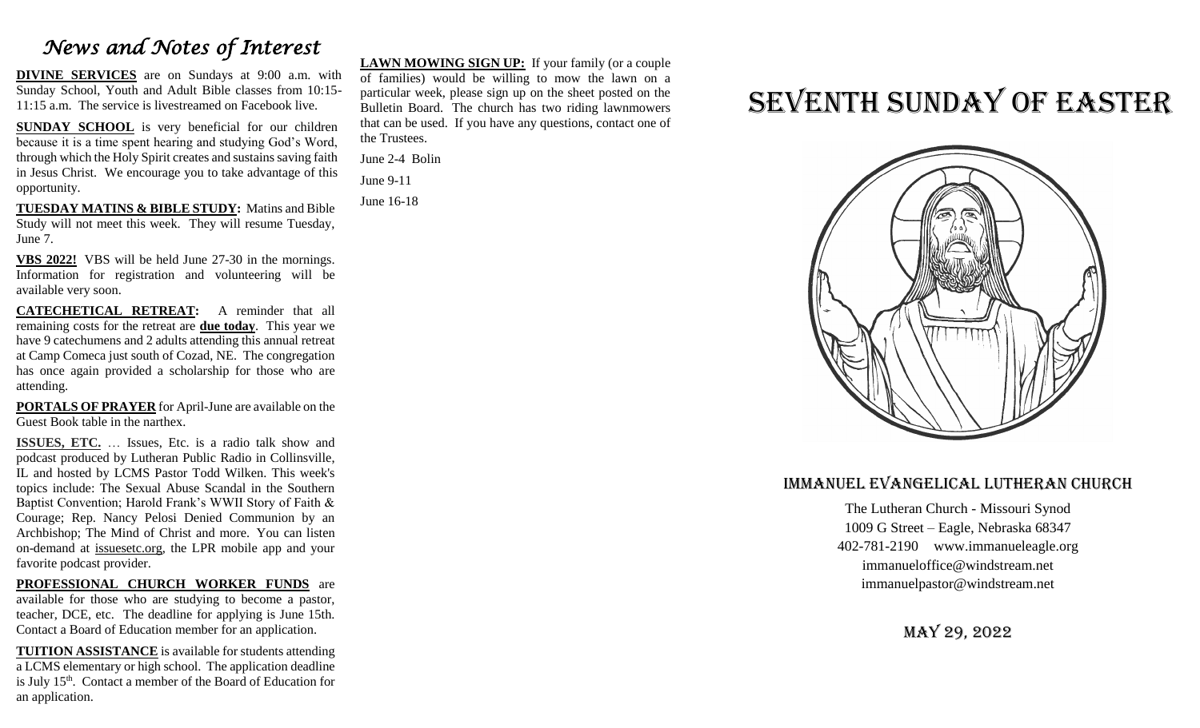# *News and Notes of Interest*

**DIVINE SERVICES** are on Sundays at 9:00 a.m. with Sunday School, Youth and Adult Bible classes from 10:15-11:15 a.m. The service is livestreamed on Facebook live.

**SUNDAY SCHOOL** is very beneficial for our children because it is a time spent hearing and studying God's Word, through which the Holy Spirit creates and sustains saving faith in Jesus Christ. We encourage you to take advantage of this opportunity.

**TUESDAY MATINS & BIBLE STUDY:** Matins and Bible Study will not meet this week. They will resume Tuesday, June 7.

**VBS 2022!** VBS will be held June 27-30 in the mornings. Information for registration and volunteering will be available very soon.

**CATECHETICAL RETREAT:** A reminder that all remaining costs for the retreat are **due today**. This year we have 9 catechumens and 2 adults attending this annual retreat at Camp Comeca just south of Cozad, NE. The congregation has once again provided a scholarship for those who are attending.

**PORTALS OF PRAYER** for April-June are available on the Guest Book table in the narthex.

**ISSUES, ETC.** … Issues, Etc. is a radio talk show and podcast produced by Lutheran Public Radio in Collinsville, IL and hosted by LCMS Pastor Todd Wilken. This week's topics include: The Sexual Abuse Scandal in the Southern Baptist Convention; Harold Frank's WWII Story of Faith & Courage; Rep. Nancy Pelosi Denied Communion by an Archbishop; The Mind of Christ and more. You can listen on-demand at issuesetc.org, the LPR mobile app and your favorite podcast provider.

**PROFESSIONAL CHURCH WORKER FUNDS** are available for those who are studying to become a pastor, teacher, DCE, etc. The deadline for applying is June 15th. Contact a Board of Education member for an application.

**TUITION ASSISTANCE** is available for students attending a LCMS elementary or high school. The application deadline is July 15th. Contact a member of the Board of Education for an application.

**LAWN MOWING SIGN UP:** If your family (or a couple of families) would be willing to mow the lawn on a particular week, please sign up on the sheet posted on the Bulletin Board. The church has two riding lawnmowers that can be used. If you have any questions, contact one of the Trustees.

June 2-4 Bolin

June 9-11

June 16-18

# SEVENTH SUNDAY OF EASTER

## IMMANUEL EVANGELICAL LUTHERAN CHURCH

The Lutheran Church - Missouri Synod
1009 G Street – Eagle, Nebraska 68347
402-781-2190 www.immanueleagle.org
immanueloffice@windstream.net
immanuelpastor@windstream.net

MAY 29, 2022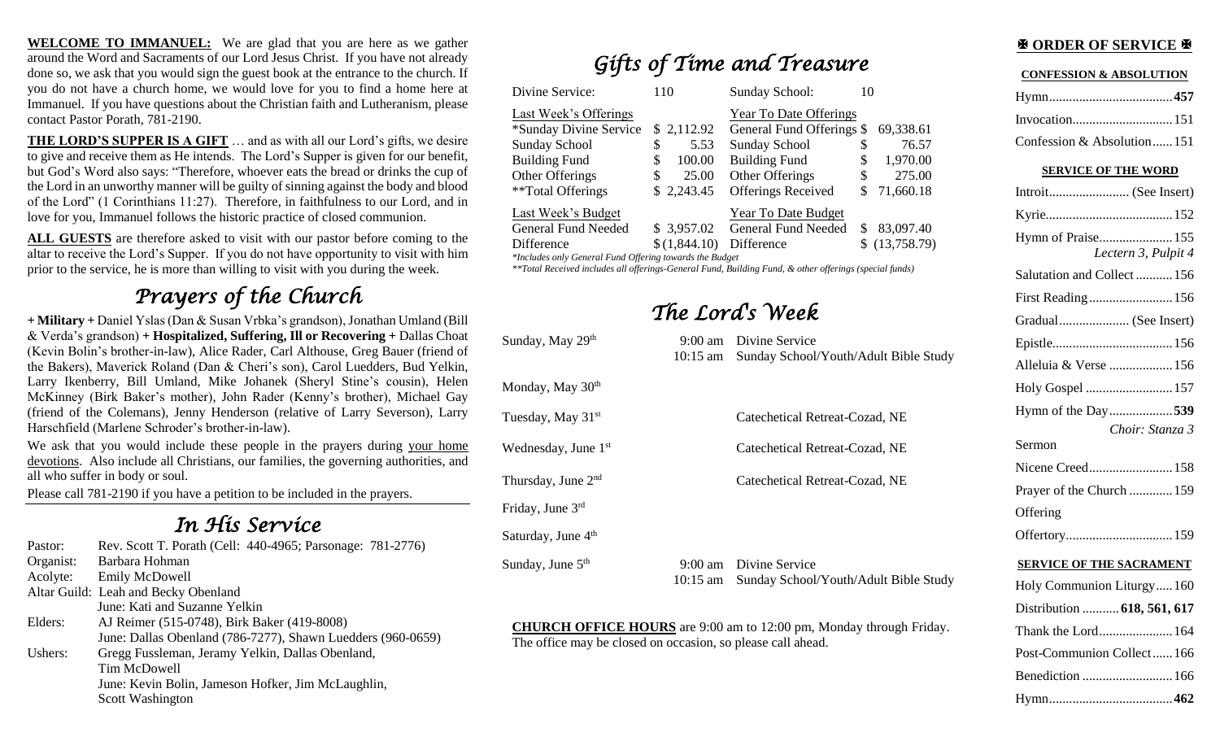**WELCOME TO IMMANUEL:** We are glad that you are here as we gather around the Word and Sacraments of our Lord Jesus Christ. If you have not already done so, we ask that you would sign the guest book at the entrance to the church. If you do not have a church home, we would love for you to find a home here at Immanuel. If you have questions about the Christian faith and Lutheranism, please contact Pastor Porath, 781-2190.

**THE LORD'S SUPPER IS A GIFT** … and as with all our Lord's gifts, we desire to give and receive them as He intends. The Lord's Supper is given for our benefit, but God's Word also says: "Therefore, whoever eats the bread or drinks the cup of the Lord in an unworthy manner will be guilty of sinning against the body and blood of the Lord" (1 Corinthians 11:27). Therefore, in faithfulness to our Lord, and in love for you, Immanuel follows the historic practice of closed communion.

**ALL GUESTS** are therefore asked to visit with our pastor before coming to the altar to receive the Lord's Supper. If you do not have opportunity to visit with him prior to the service, he is more than willing to visit with you during the week.

# *Prayers of the Church*

**+ Military +** Daniel Yslas (Dan & Susan Vrbka's grandson), Jonathan Umland (Bill & Verda's grandson) **+ Hospitalized, Suffering, Ill or Recovering +** Dallas Choat (Kevin Bolin's brother-in-law), Alice Rader, Carl Althouse, Greg Bauer (friend of the Bakers), Maverick Roland (Dan & Cheri's son), Carol Luedders, Bud Yelkin, Larry Ikenberry, Bill Umland, Mike Johanek (Sheryl Stine's cousin), Helen McKinney (Birk Baker's mother), John Rader (Kenny's brother), Michael Gay (friend of the Colemans), Jenny Henderson (relative of Larry Severson), Larry Harschfield (Marlene Schroder's brother-in-law).

We ask that you would include these people in the prayers during your home devotions. Also include all Christians, our families, the governing authorities, and all who suffer in body or soul.

Please call 781-2190 if you have a petition to be included in the prayers.

# *In His Service*

| | |
|---|---|
| Pastor: | Rev. Scott T. Porath (Cell: 440-4965; Parsonage: 781-2776) |
| Organist: | Barbara Hohman |
| Acolyte: | Emily McDowell |
| Altar Guild: | Leah and Becky Obenland<br>June: Kati and Suzanne Yelkin |
| Elders: | AJ Reimer (515-0748), Birk Baker (419-8008)<br>June: Dallas Obenland (786-7277), Shawn Luedders (960-0659) |
| Ushers: | Gregg Fussleman, Jeramy Yelkin, Dallas Obenland, Tim McDowell<br>June: Kevin Bolin, Jameson Hofker, Jim McLaughlin, Scott Washington |

# *Gifts of Time and Treasure*

| | | | |
|---|---|---|---|
| Divine Service: | 110 | Sunday School: | 10 |
| Last Week's Offerings | | Year To Date Offerings | |
| *Sunday Divine Service | $ 2,112.92 | General Fund Offerings | $ 69,338.61 |
| Sunday School | $ 5.53 | Sunday School | $ 76.57 |
| Building Fund | $ 100.00 | Building Fund | $ 1,970.00 |
| Other Offerings | $ 25.00 | Other Offerings | $ 275.00 |
| **Total Offerings | $ 2,243.45 | Offerings Received | $ 71,660.18 |
| Last Week's Budget | | Year To Date Budget | |
| General Fund Needed | $ 3,957.02 | General Fund Needed | $ 83,097.40 |
| Difference | $ (1,844.10) | Difference | $ (13,758.79) |

*Includes only General Fund Offering towards the Budget

**Total Received includes all offerings-General Fund, Building Fund, & other offerings (special funds)

# *The Lord's Week*

| | | |
|---|---|---|
| Sunday, May 29th | 9:00 am<br>10:15 am | Divine Service<br>Sunday School/Youth/Adult Bible Study |
| Monday, May 30th | | |
| Tuesday, May 31st | | Catechetical Retreat-Cozad, NE |
| Wednesday, June 1st | | Catechetical Retreat-Cozad, NE |
| Thursday, June 2nd | | Catechetical Retreat-Cozad, NE |
| Friday, June 3rd | | |
| Saturday, June 4th | | |
| Sunday, June 5th | 9:00 am<br>10:15 am | Divine Service<br>Sunday School/Youth/Adult Bible Study |

**CHURCH OFFICE HOURS** are 9:00 am to 12:00 pm, Monday through Friday. The office may be closed on occasion, so please call ahead.

## ✠ ORDER OF SERVICE ✠

### CONFESSION & ABSOLUTION

Hymn …… **457**
Invocation …… 151
Confession & Absolution …… 151

### SERVICE OF THE WORD

Introit …… (See Insert)
Kyrie …… 152
Hymn of Praise …… 155
*Lectern 3, Pulpit 4*
Salutation and Collect …… 156
First Reading …… 156
Gradual …… (See Insert)
Epistle …… 156
Alleluia & Verse …… 156
Holy Gospel …… 157
Hymn of the Day …… **539**
*Choir: Stanza 3*
Sermon
Nicene Creed …… 158
Prayer of the Church …… 159
Offering
Offertory …… 159

### SERVICE OF THE SACRAMENT

Holy Communion Liturgy …… 160
Distribution …… **618, 561, 617**
Thank the Lord …… 164
Post-Communion Collect …… 166
Benediction …… 166
Hymn …… **462**